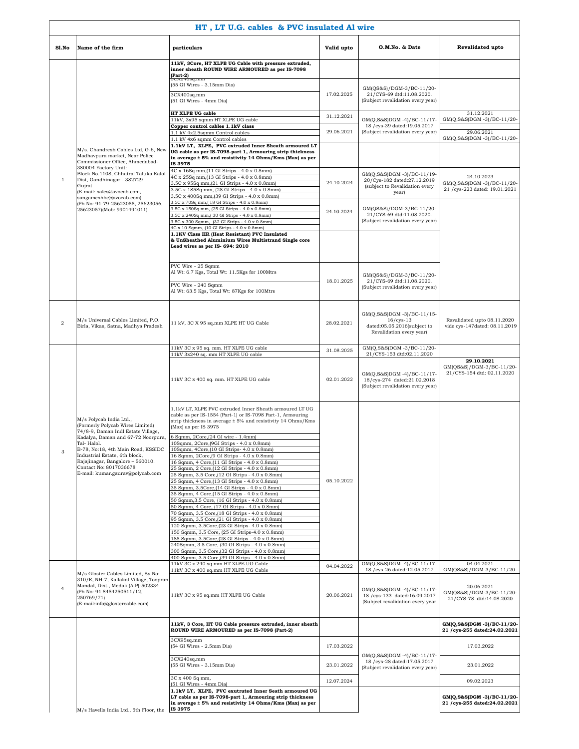# HT , LT U.G. cables & PVC insulated Al wire

| Sl.No | Name of the firm | particulars | Valid upto | O.M.No. & Date | Revalidated upto |
|---|---|---|---|---|---|
| 1 | M/s. Chandresh Cables Ltd, G-6, New Madhavpura market, Near Police Commissioner Office, Ahmedabad-380004 Factory Unit: Block No.1108, Chhatral Taluka Kalol Dist, Gandhinagar - 382729 Gujrat (E-mail: sales@avocab.com, sangameshbc@avocab.com) (Ph No: 91-79-25623055, 25623056, 25623057)(Mob: 9901491011) | **11kV, 3Core, HT XLPE UG Cable with pressure extruded, inner sheath ROUND WIRE ARMOURED as per IS-7098 (Part-2)** | | | |
| | | 3CX240sq.mm (55 GI Wires - 3.15mm Dia) | 17.02.2025 | GM(QS&S)/DGM-3/BC-11/20-21/CYS-69 dtd:11.08.2020. (Subject revalidation every year) | |
| | | 3CX400sq.mm (51 GI Wires - 4mm Dia) | | | |
| | | **HT XLPE UG cable** | 31.12.2021 | GM(Q,S&S)DGM -4)/BC-11/17-18 /cys-39 dated:19.05.2017 (Subject revalidation every year) | 31.12.2021 GM(Q,S&S)DGM -3)/BC-11/20- |
| | | 11kV, 3x95 sqmm HT XLPE UG cable | | | |
| | | **Copper control cables 1.1kV class** | 29.06.2021 | | 29.06.2021 GM(Q,S&S)DGM -3)/BC-11/20- |
| | | 1.1 kV 4x2.5sqmm Control cables | | | |
| | | 1.1 kV 4x6 sqmm Control cables | | | |
| | | **1.1kV LT, XLPE, PVC extruded Inner Sheath armoured LT UG cable as per IS-7098-part 1, Armouring strip thickness in average ± 5% and resistivity 14 Ohms/Kms (Max) as per IS 3975** | | | |
| | | 4C x 16Sq mm,(11 GI Strips - 4.0 x 0.8mm) | 24.10.2024 | GM(Q,S&S)DGM -3)/BC-11/19-20/Cys-182 dated:27.12.2019 (subject to Revalidation every year) | 24.10.2023 GM(Q,S&S)DGM -3)/BC-11/20-21 /cys-223 dated: 19.01.2021 |
| | | 4C x 25Sq mm,(13 GI Strips - 4.0 x 0.8mm) | | | |
| | | 3.5C x 95Sq mm,(21 GI Strips - 4.0 x 0.8mm) | | | |
| | | 3.5C x 185Sq mm, (28 GI Strips - 4.0 x 0.8mm) | | | |
| | | 3.5C x 400Sq mm,(39 GI Strips - 4.0 x 0.8mm) | | | |
| | | 3.5C x 70Sq mm,(18 GI Strips - 4.0 x 0.8mm) | 24.10.2024 | GM(QS&S)/DGM-3/BC-11/20-21/CYS-69 dtd:11.08.2020. (Subject revalidation every year) | |
| | | 3.5C x 150Sq mm, (25 GI Strips - 4.0 x 0.8mm) | | | |
| | | 3.5C x 240Sq mm,( 30 GI Strips - 4.0 x 0.8mm) | | | |
| | | 3.5C x 300 Sqmm, (32 GI Strips - 4.0 x 0.8mm) | | | |
| | | 4C x 10 Sqmm, (10 GI Strips - 4.0 x 0.8mm) | | | |
| | | **1.1KV Class HR (Heat Resistant) PVC Insulated & UnSheathed Aluminium Wires Multistrand Single core Lead wires as per IS- 694: 2010** | | | |
| | | PVC Wire - 25 Sqmm Al Wt: 6.7 Kgs, Total Wt: 11.5Kgs for 100Mtrs | 18.01.2025 | GM(QS&S)/DGM-3/BC-11/20-21/CYS-69 dtd:11.08.2020. (Subject revalidation every year) | |
| | | PVC Wire - 240 Sqmm Al Wt: 63.5 Kgs, Total Wt: 87Kgs for 100Mtrs | | | |
| 2 | M/s Universal Cables Limited, P.O. Birla, Vikas, Satna, Madhya Pradesh | 11 kV, 3C X 95 sq.mm XLPE HT UG Cable | 28.02.2021 | GM(Q,S&S)DGM -3)/BC-11/15-16/cys-13 dated:05.05.2016(subject to Revalidation every year) | Ravalidated upto 08.11.2020 vide cys-147dated: 08.11.2019 |
| 3 | M/s Polycab India Ltd., (Formerly Polycab Wires Limited) 74/8-9, Daman Indl Estate Village, Kadalya, Daman and 67-72 Noorpura, Tal- Halol. B-78, No:18, 4th Main Road, KSSIDC Industrial Estate, 6th block, Rajajinagar, Bangalore – 560010. Contact No: 8017036678 E-mail: kumar.gaurav@polycab.com | 11kV 3C x 95 sq. mm. HT XLPE UG cable | 31.08.2025 | GM(Q,S&S)DGM -3/BC-11/20-21/CYS-153 dtd:02.11.2020 | |
| | | 11kV 3x240 sq. mm HT XLPE UG cable | | | |
| | | 11kV 3C x 400 sq. mm. HT XLPE UG cable | 02.01.2022 | GM(Q,S&S)DGM -4)/BC-11/17-18/cys-274 dated:21.02.2018 (Subject revalidation every year) | **29.10.2021** GM(QS&S)/DGM-3/BC-11/20-21/CYS-154 dtd: 02.11.2020 |
| | | 1.1kV LT, XLPE PVC extruded Inner Sheath armoured LT UG cable as per IS-1554 (Part-1) or IS-7098 Part-1, Armouring strip thickness in average ± 5% and resistivity 14 Ohms/Kms (Max) as per IS 3975 | 05.10.2022 | | |
| | | 6 Sqmm, 2Core,(24 GI wire - 1.4mm) | | | |
| | | 10Sqmm, 2Core,(9GI Strips - 4.0 x 0.8mm) | | | |
| | | 10Sqmm, 4Core,(10 GI Strips- 4.0 x 0.8mm) | | | |
| | | 16 Sqmm, 2Core,(9 GI Strips - 4.0 x 0.8mm) | | | |
| | | 16 Sqmm, 4 Core,(11 GI Strips - 4.0 x 0.8mm) | | | |
| | | 25 Sqmm, 2 Core,(12 GI Strips - 4.0 x 0.8mm) | | | |
| | | 25 Sqmm, 3.5 Core,(12 GI Strips - 4.0 x 0.8mm) | | | |
| | | 25 Sqmm, 4 Core,(13 GI Strips - 4.0 x 0.8mm) | | | |
| | | 35 Sqmm, 3.5Core,(14 GI Strips - 4.0 x 0.8mm) | | | |
| | | 35 Sqmm, 4 Core,(15 GI Strips - 4.0 x 0.8mm) | | | |
| | | 50 Sqmm,3.5 Core, (16 GI Strips - 4.0 x 0.8mm) | | | |
| | | 50 Sqmm, 4 Core, (17 GI Strips - 4.0 x 0.8mm) | | | |
| | | 70 Sqmm, 3.5 Core,(18 GI Strips - 4.0 x 0.8mm) | | | |
| | | 95 Sqmm, 3.5 Core,(21 GI Strips - 4.0 x 0.8mm) | | | |
| | | 120 Sqmm, 3.5Core,(23 GI Strips- 4.0 x 0.8mm) | | | |
| | | 150 Sqmm, 3.5 Core, (25 GI Strips-4.0 x 0.8mm) | | | |
| | | 185 Sqmm, 3.5Core,(28 GI Strips - 4.0 x 0.8mm) | | | |
| | | 240Sqmm, 3.5 Core, (30 GI Strips - 4.0 x 0.8mm) | | | |
| | | 300 Sqmm, 3.5 Core,(32 GI Strips - 4.0 x 0.8mm) | | | |
| | | 400 Sqmm, 3.5 Core,(39 GI Strips - 4.0 x 0.8mm) | | | |
| 4 | M/s Gloster Cables Limited, Sy No: 310/E, NH-7, Kallakal Village, Toopran Mandal, Dist., Medak (A.P)-502334 (Ph No: 91 8454250511/12, 250769/71) (E-mail:info@glostercable.com) | 11kV 3C x 240 sq.mm HT XLPE UG Cable | 04.04.2022 | GM(Q,S&S)DGM -4)/BC-11/17-18 /cys-26 dated:12.05.2017 | 04.04.2021 GM(QS&S)/DGM-3/BC-11/20- |
| | | 11kV 3C x 400 sq.mm HT XLPE UG Cable | | | |
| | | 11kV 3C x 95 sq.mm HT XLPE UG Cable | 20.06.2021 | GM(Q,S&S)DGM -4)/BC-11/17-18 /cys-133 dated:16.09.2017 (Subject revalidation every year | 20.06.2021 GM(Q,S&S)DGM -3)/BC-11/20-21/CYS-78 dtd:14.08.2020 |
| | M/s Havells India Ltd., 5th Floor, the | **11kV, 3 Core, HT UG Cable pressure extruded, inner sheath ROUND WIRE ARMOURED as per IS-7098 (Part-2)** | | | **GM(Q,S&S)DGM -3)/BC-11/20-21 /cys-255 dated:24.02.2021** |
| | | 3CX95sq.mm (54 GI Wires - 2.5mm Dia) | 17.03.2022 | GM(Q,S&S)DGM -4)/BC-11/17-18 /cys-28 dated:17.05.2017 (Subject revalidation every year) | 17.03.2022 |
| | | 3CX240sq.mm (55 GI Wires - 3.15mm Dia) | 23.01.2022 | | 23.01.2022 |
| | | 3C x 400 Sq mm, (51 GI Wires - 4mm Dia) | 12.07.2024 | | 09.02.2023 |
| | | **1.1kV LT, XLPE, PVC exutruted Inner Seath armoured UG LT cable as per IS-7098-part 1, Armouring strip thickness in average ± 5% and resistivity 14 Ohms/Kms (Max) as per IS 3975** | | | **GM(Q,S&S)DGM -3)/BC-11/20-21 /cys-255 dated:24.02.2021** |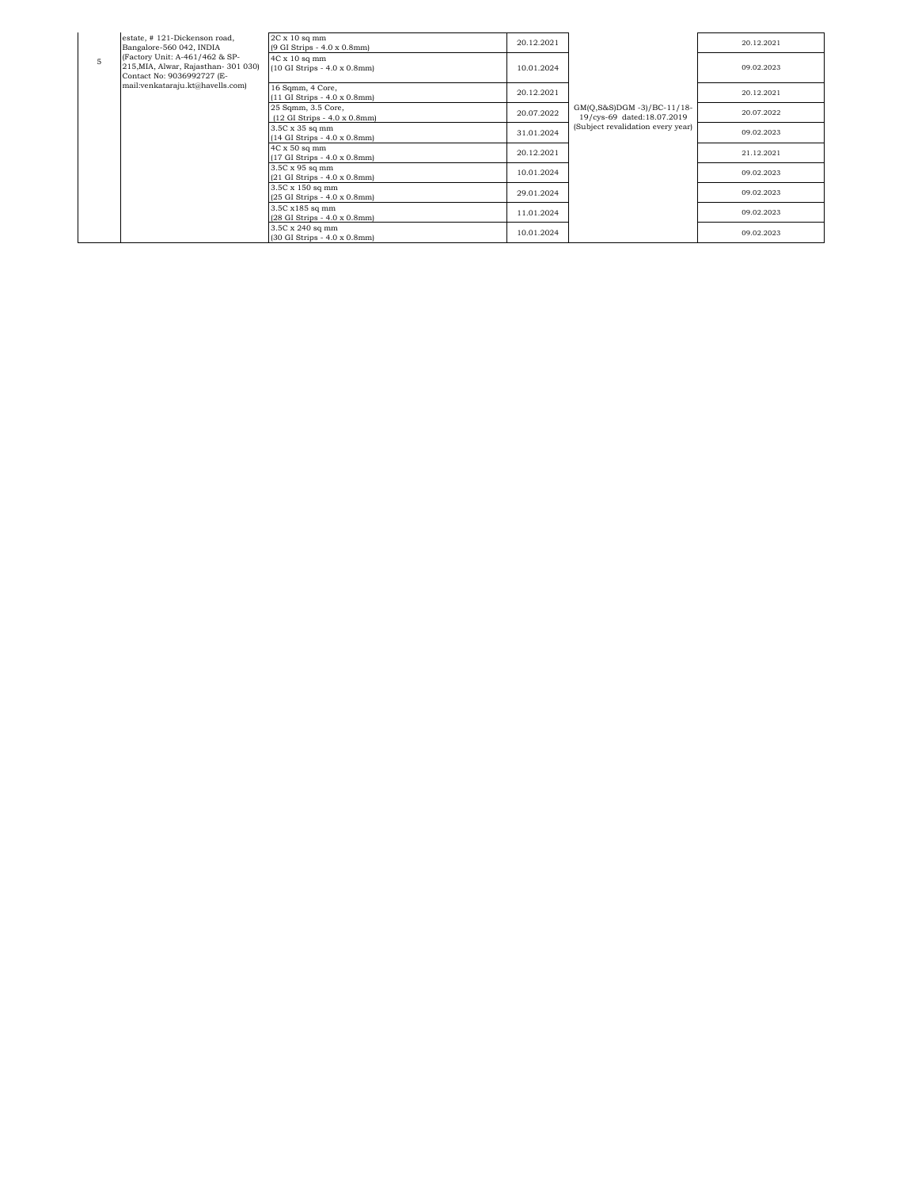| | | | | | |
|---|---|---|---|---|---|
| 5 | estate, # 121-Dickenson road, Bangalore-560 042, INDIA (Factory Unit: A-461/462 & SP-215,MIA, Alwar, Rajasthan- 301 030) Contact No: 9036992727 (E-mail:venkataraju.kt@havells.com) | 2C x 10 sq mm (9 GI Strips - 4.0 x 0.8mm) | 20.12.2021 | GM(Q,S&S)DGM -3)/BC-11/18-19/cys-69 dated:18.07.2019 (Subject revalidation every year) | 20.12.2021 |
| | | 4C x 10 sq mm (10 GI Strips - 4.0 x 0.8mm) | 10.01.2024 | | 09.02.2023 |
| | | 16 Sqmm, 4 Core, (11 GI Strips - 4.0 x 0.8mm) | 20.12.2021 | | 20.12.2021 |
| | | 25 Sqmm, 3.5 Core, (12 GI Strips - 4.0 x 0.8mm) | 20.07.2022 | | 20.07.2022 |
| | | 3.5C x 35 sq mm (14 GI Strips - 4.0 x 0.8mm) | 31.01.2024 | | 09.02.2023 |
| | | 4C x 50 sq mm (17 GI Strips - 4.0 x 0.8mm) | 20.12.2021 | | 21.12.2021 |
| | | 3.5C x 95 sq mm (21 GI Strips - 4.0 x 0.8mm) | 10.01.2024 | | 09.02.2023 |
| | | 3.5C x 150 sq mm (25 GI Strips - 4.0 x 0.8mm) | 29.01.2024 | | 09.02.2023 |
| | | 3.5C x185 sq mm (28 GI Strips - 4.0 x 0.8mm) | 11.01.2024 | | 09.02.2023 |
| | | 3.5C x 240 sq mm (30 GI Strips - 4.0 x 0.8mm) | 10.01.2024 | | 09.02.2023 |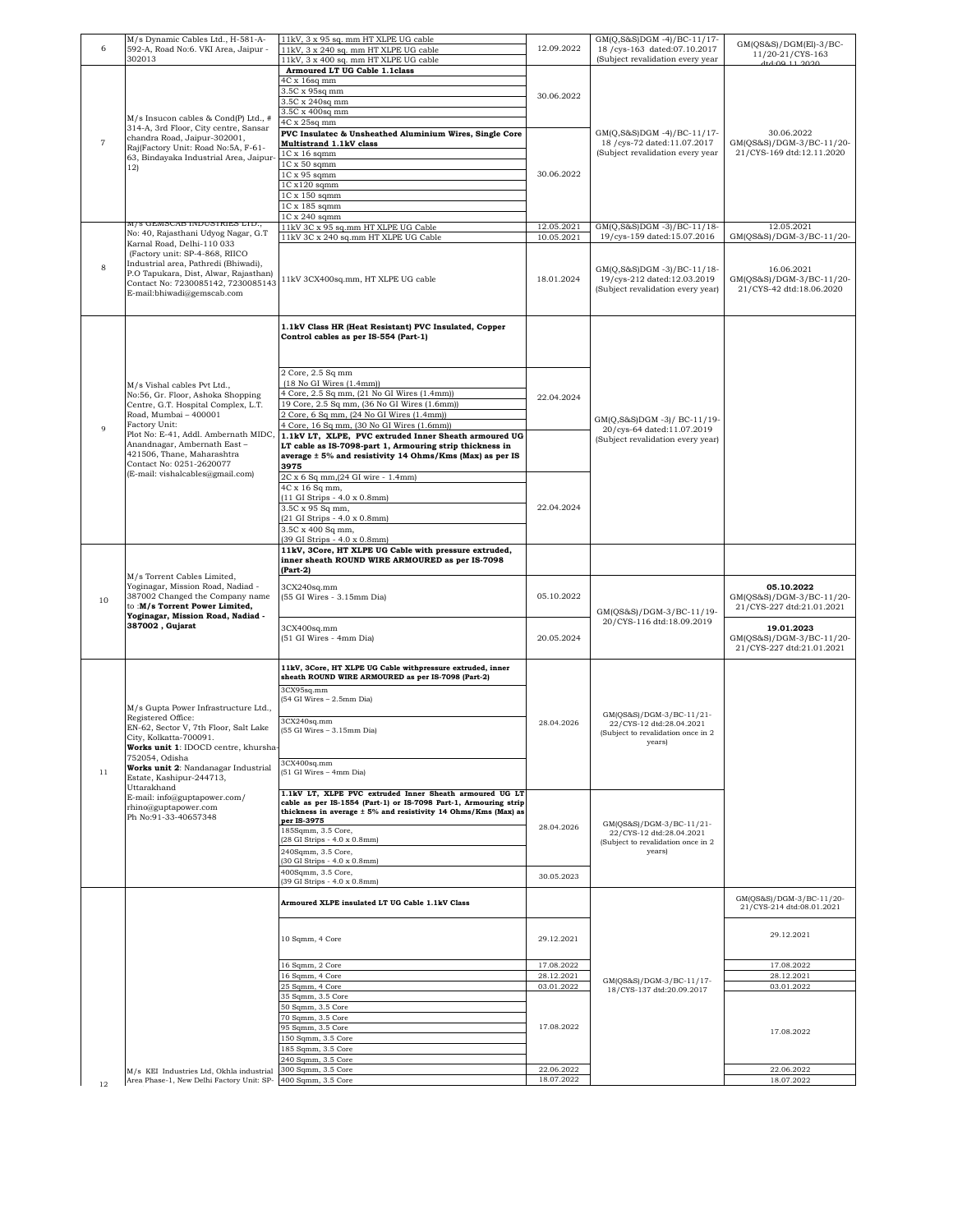| 6 | M/s Dynamic Cables Ltd., H-581-A-592-A, Road No:6. VKI Area, Jaipur - 302013 | 11kV, 3 x 95 sq. mm HT XLPE UG cable<br>11kV, 3 x 240 sq. mm HT XLPE UG cable<br>11kV, 3 x 400 sq. mm HT XLPE UG cable | 12.09.2022 | GM(Q,S&S)DGM -4)/BC-11/17-18 /cys-163 dated:07.10.2017 (Subject revalidation every year | GM(QS&S)/DGM(El)-3/BC-11/20-21/CYS-163 dtd:09.11.2020 |
|---|---|---|---|---|---|
| 7 | M/s Insucon cables & Cond(P) Ltd., # 314-A, 3rd Floor, City centre, Sansar chandra Road, Jaipur-302001, Raj(Factory Unit: Road No:5A, F-61-63, Bindayaka Industrial Area, Jaipur-12) | **Armoured LT UG Cable 1.1class** | | GM(Q,S&S)DGM -4)/BC-11/17-18 /cys-72 dated:11.07.2017 (Subject revalidation every year | 30.06.2022 GM(QS&S)/DGM-3/BC-11/20-21/CYS-169 dtd:12.11.2020 |
| | | 4C x 16sq mm | 30.06.2022 | | |
| | | 3.5C x 95sq mm | | | |
| | | 3.5C x 240sq mm | | | |
| | | 3.5C x 400sq mm | | | |
| | | 4C x 25sq mm | | | |
| | | **PVC Insulatec & Unsheathed Aluminium Wires, Single Core Multistrand 1.1kV class** | | | |
| | | 1C x 16 sqmm | 30.06.2022 | | |
| | | 1C x 50 sqmm | | | |
| | | 1C x 95 sqmm | | | |
| | | 1C x120 sqmm | | | |
| | | 1C x 150 sqmm | | | |
| | | 1C x 185 sqmm | | | |
| | | 1C x 240 sqmm | | | |
| 8 | M/s GEMSCAB INDUSTRIES LTD., No: 40, Rajasthani Udyog Nagar, G.T Karnal Road, Delhi-110 033 (Factory unit: SP-4-868, RIICO Industrial area, Pathredi (Bhiwadi), P.O Tapukara, Dist, Alwar, Rajasthan) Contact No: 7230085142, 7230085143 E-mail:bhiwadi@gemscab.com | 11kV 3C x 95 sq.mm HT XLPE UG Cable | 12.05.2021 | GM(Q,S&S)DGM -3)/BC-11/18-19/cys-159 dated:15.07.2016 | 12.05.2021 GM(QS&S)/DGM-3/BC-11/20- |
| | | 11kV 3C x 240 sq.mm HT XLPE UG Cable | 10.05.2021 | | |
| | | 11kV 3CX400sq.mm, HT XLPE UG cable | 18.01.2024 | GM(Q,S&S)DGM -3)/BC-11/18-19/cys-212 dated:12.03.2019 (Subject revalidation every year) | 16.06.2021 GM(QS&S)/DGM-3/BC-11/20-21/CYS-42 dtd:18.06.2020 |
| 9 | M/s Vishal cables Pvt Ltd., No:56, Gr. Floor, Ashoka Shopping Centre, G.T. Hospital Complex, L.T. Road, Mumbai – 400001 Factory Unit: Plot No: E-41, Addl. Ambernath MIDC, Anandnagar, Ambernath East – 421506, Thane, Maharashtra Contact No: 0251-2620077 (E-mail: vishalcables@gmail.com) | **1.1kV Class HR (Heat Resistant) PVC Insulated, Copper Control cables as per IS-554 (Part-1)** | | GM(Q,S&S)DGM -3)/ BC-11/19-20/cys-64 dated:11.07.2019 (Subject revalidation every year) | |
| | | 2 Core, 2.5 Sq mm (18 No GI Wires (1.4mm)) | 22.04.2024 | | |
| | | 4 Core, 2.5 Sq mm, (21 No GI Wires (1.4mm)) | | | |
| | | 19 Core, 2.5 Sq mm, (36 No GI Wires (1.6mm)) | | | |
| | | 2 Core, 6 Sq mm, (24 No GI Wires (1.4mm)) | | | |
| | | 4 Core, 16 Sq mm, (30 No GI Wires (1.6mm)) | | | |
| | | **1.1kV LT, XLPE, PVC extruded Inner Sheath armoured UG LT cable as IS-7098-part 1, Armouring strip thickness in average ± 5% and resistivity 14 Ohms/Kms (Max) as per IS 3975** | | | |
| | | 2C x 6 Sq mm,(24 GI wire - 1.4mm) | 22.04.2024 | | |
| | | 4C x 16 Sq mm, (11 GI Strips - 4.0 x 0.8mm) | | | |
| | | 3.5C x 95 Sq mm, (21 GI Strips - 4.0 x 0.8mm) | | | |
| | | 3.5C x 400 Sq mm, (39 GI Strips - 4.0 x 0.8mm) | | | |
| 10 | M/s Torrent Cables Limited, Yoginagar, Mission Road, Nadiad - 387002 Changed the Company name to :**M/s Torrent Power Limited, Yoginagar, Mission Road, Nadiad - 387002 , Gujarat** | **11kV, 3Core, HT XLPE UG Cable with pressure extruded, inner sheath ROUND WIRE ARMOURED as per IS-7098 (Part-2)** | | GM(QS&S)/DGM-3/BC-11/19-20/CYS-116 dtd:18.09.2019 | |
| | | 3CX240sq.mm (55 GI Wires - 3.15mm Dia) | 05.10.2022 | | **05.10.2022** GM(QS&S)/DGM-3/BC-11/20-21/CYS-227 dtd:21.01.2021 |
| | | 3CX400sq.mm (51 GI Wires - 4mm Dia) | 20.05.2024 | | **19.01.2023** GM(QS&S)/DGM-3/BC-11/20-21/CYS-227 dtd:21.01.2021 |
| 11 | M/s Gupta Power Infrastructure Ltd., Registered Office: EN-62, Sector V, 7th Floor, Salt Lake City, Kolkatta-700091. **Works unit 1**: IDOCD centre, khursha-752054, Odisha **Works unit 2**: Nandanagar Industrial Estate, Kashipur-244713, Uttarakhand E-mail: info@guptapower.com/ rhino@guptapower.com Ph No:91-33-40657348 | **11kV, 3Core, HT XLPE UG Cable withpressure extruded, inner sheath ROUND WIRE ARMOURED as per IS-7098 (Part-2)** | | GM(QS&S)/DGM-3/BC-11/21-22/CYS-12 dtd:28.04.2021 (Subject to revalidation once in 2 years) | |
| | | 3CX95sq.mm (54 GI Wires – 2.5mm Dia) | 28.04.2026 | | |
| | | 3CX240sq.mm (55 GI Wires – 3.15mm Dia) | | | |
| | | 3CX400sq.mm (51 GI Wires – 4mm Dia) | | | |
| | | **1.1kV LT, XLPE PVC extruded Inner Sheath armoured UG LT cable as per IS-1554 (Part-1) or IS-7098 Part-1, Armouring strip thickness in average ± 5% and resistivity 14 Ohms/Kms (Max) as per IS-3975** | | GM(QS&S)/DGM-3/BC-11/21-22/CYS-12 dtd:28.04.2021 (Subject to revalidation once in 2 years) | |
| | | 185Sqmm, 3.5 Core, (28 GI Strips - 4.0 x 0.8mm) | 28.04.2026 | | |
| | | 240Sqmm, 3.5 Core, (30 GI Strips - 4.0 x 0.8mm) | | | |
| | | 400Sqmm, 3.5 Core, (39 GI Strips - 4.0 x 0.8mm) | 30.05.2023 | | |
| 12 | M/s KEI Industries Ltd, Okhla industrial Area Phase-1, New Delhi Factory Unit: SP- | **Armoured XLPE insulated LT UG Cable 1.1kV Class** | | GM(QS&S)/DGM-3/BC-11/17-18/CYS-137 dtd:20.09.2017 | GM(QS&S)/DGM-3/BC-11/20-21/CYS-214 dtd:08.01.2021 |
| | | 10 Sqmm, 4 Core | 29.12.2021 | | 29.12.2021 |
| | | 16 Sqmm, 2 Core | 17.08.2022 | | 17.08.2022 |
| | | 16 Sqmm, 4 Core | 28.12.2021 | | 28.12.2021 |
| | | 25 Sqmm, 4 Core | 03.01.2022 | | 03.01.2022 |
| | | 35 Sqmm, 3.5 Core | 17.08.2022 | | 17.08.2022 |
| | | 50 Sqmm, 3.5 Core | | | |
| | | 70 Sqmm, 3.5 Core | | | |
| | | 95 Sqmm, 3.5 Core | | | |
| | | 150 Sqmm, 3.5 Core | | | |
| | | 185 Sqmm, 3.5 Core | | | |
| | | 240 Sqmm, 3.5 Core | | | |
| | | 300 Sqmm, 3.5 Core | 22.06.2022 | | 22.06.2022 |
| | | 400 Sqmm, 3.5 Core | 18.07.2022 | | 18.07.2022 |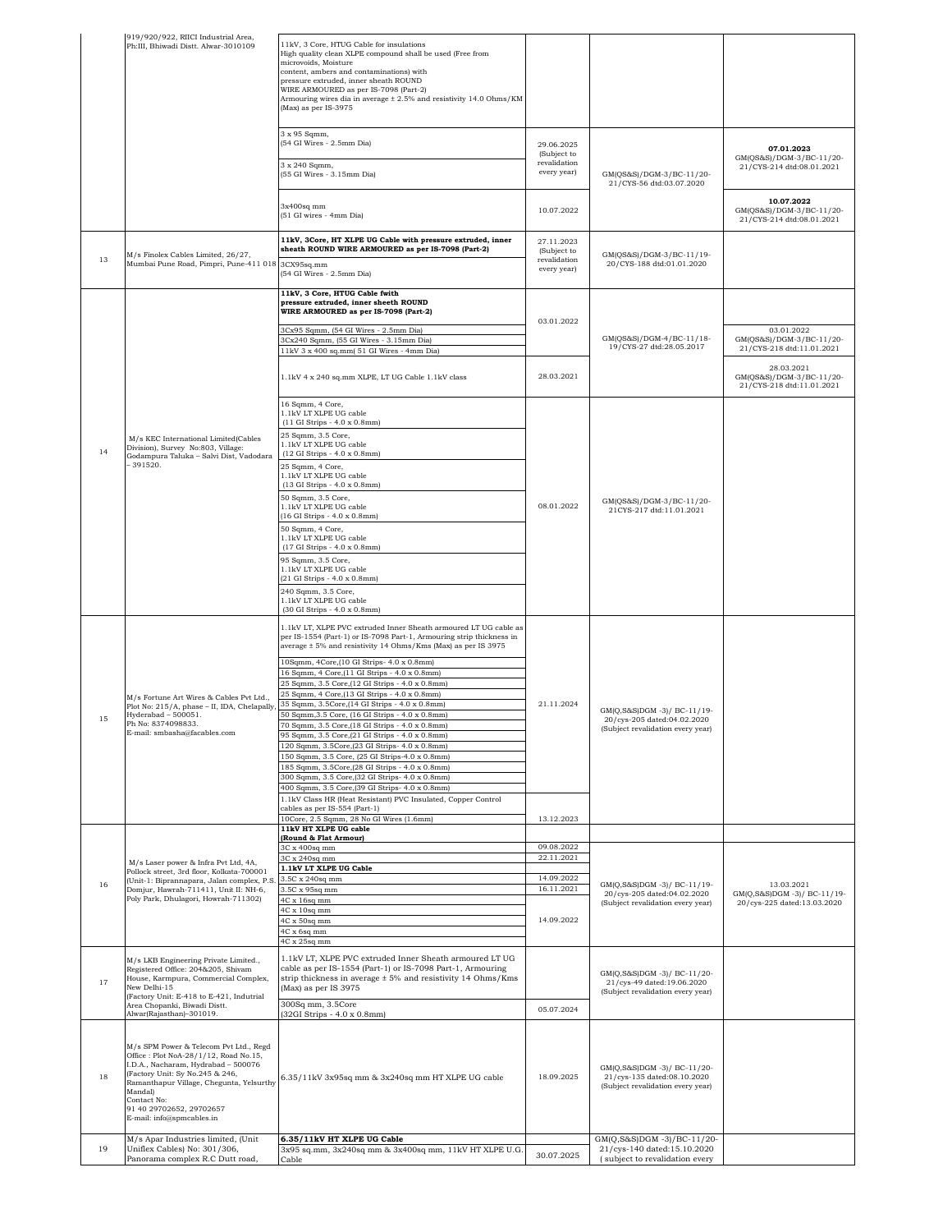| | | | | | |
|---|---|---|---|---|---|
| | 919/920/922, RIICI Industrial Area, Ph:III, Bhiwadi Distt. Alwar-3010109 | 11kV, 3 Core, HTUG Cable for insulations High quality clean XLPE compound shall be used (Free from microvoids, Moisture content, ambers and contaminations) with pressure extruded, inner sheath ROUND WIRE ARMOURED as per IS-7098 (Part-2) Armouring wires dia in average ± 2.5% and resistivity 14.0 Ohms/KM (Max) as per IS-3975 | | | |
| | | 3 x 95 Sqmm, (54 GI Wires - 2.5mm Dia) | 29.06.2025 (Subject to revalidation every year) | GM(QS&S)/DGM-3/BC-11/20-21/CYS-56 dtd:03.07.2020 | **07.01.2023** GM(QS&S)/DGM-3/BC-11/20-21/CYS-214 dtd:08.01.2021 |
| | | 3 x 240 Sqmm, (55 GI Wires - 3.15mm Dia) | | | |
| | | 3x400sq mm (51 GI wires - 4mm Dia) | 10.07.2022 | | **10.07.2022** GM(QS&S)/DGM-3/BC-11/20-21/CYS-214 dtd:08.01.2021 |
| 13 | M/s Finolex Cables Limited, 26/27, Mumbai Pune Road, Pimpri, Pune-411 018 | **11kV, 3Core, HT XLPE UG Cable with pressure extruded, inner sheath ROUND WIRE ARMOURED as per IS-7098 (Part-2)** | 27.11.2023 (Subject to revalidation every year) | GM(QS&S)/DGM-3/BC-11/19-20/CYS-188 dtd:01.01.2020 | |
| | | 3CX95sq.mm (54 GI Wires - 2.5mm Dia) | | | |
| 14 | M/s KEC International Limited(Cables Division), Survey No:803, Village: Godampura Taluka – Salvi Dist, Vadodara – 391520. | **11kV, 3 Core, HTUG Cable fwith pressure extruded, inner sheeth ROUND WIRE ARMOURED as per IS-7098 (Part-2)** | 03.01.2022 | GM(QS&S)/DGM-4/BC-11/18-19/CYS-27 dtd:28.05.2017 | 03.01.2022 GM(QS&S)/DGM-3/BC-11/20-21/CYS-218 dtd:11.01.2021 |
| | | 3Cx95 Sqmm, (54 GI Wires - 2.5mm Dia) | | | |
| | | 3Cx240 Sqmm, (55 GI Wires - 3.15mm Dia) | | | |
| | | 11kV 3 x 400 sq.mm( 51 GI Wires - 4mm Dia) | | | |
| | | 1.1kV 4 x 240 sq.mm XLPE, LT UG Cable 1.1kV class | 28.03.2021 | | 28.03.2021 GM(QS&S)/DGM-3/BC-11/20-21/CYS-218 dtd:11.01.2021 |
| | | 16 Sqmm, 4 Core, 1.1kV LT XLPE UG cable (11 GI Strips - 4.0 x 0.8mm) | 08.01.2022 | GM(QS&S)/DGM-3/BC-11/20-21CYS-217 dtd:11.01.2021 | |
| | | 25 Sqmm, 3.5 Core, 1.1kV LT XLPE UG cable (12 GI Strips - 4.0 x 0.8mm) | | | |
| | | 25 Sqmm, 4 Core, 1.1kV LT XLPE UG cable (13 GI Strips - 4.0 x 0.8mm) | | | |
| | | 50 Sqmm, 3.5 Core, 1.1kV LT XLPE UG cable (16 GI Strips - 4.0 x 0.8mm) | | | |
| | | 50 Sqmm, 4 Core, 1.1kV LT XLPE UG cable (17 GI Strips - 4.0 x 0.8mm) | | | |
| | | 95 Sqmm, 3.5 Core, 1.1kV LT XLPE UG cable (21 GI Strips - 4.0 x 0.8mm) | | | |
| | | 240 Sqmm, 3.5 Core, 1.1kV LT XLPE UG cable (30 GI Strips - 4.0 x 0.8mm) | | | |
| 15 | M/s Fortune Art Wires & Cables Pvt Ltd., Plot No: 215/A, phase – II, IDA, Chelapally, Hyderabad – 500051. Ph No: 8374098833. E-mail: smbasha@facables.com | 1.1kV LT, XLPE PVC extruded Inner Sheath armoured LT UG cable as per IS-1554 (Part-1) or IS-7098 Part-1, Armouring strip thickness in average ± 5% and resistivity 14 Ohms/Kms (Max) as per IS 3975 | 21.11.2024 | GM(Q,S&S)DGM -3)/ BC-11/19-20/cys-205 dated:04.02.2020 (Subject revalidation every year) | |
| | | 10Sqmm, 4Core,(10 GI Strips- 4.0 x 0.8mm) | | | |
| | | 16 Sqmm, 4 Core,(11 GI Strips - 4.0 x 0.8mm) | | | |
| | | 25 Sqmm, 3.5 Core,(12 GI Strips - 4.0 x 0.8mm) | | | |
| | | 25 Sqmm, 4 Core,(13 GI Strips - 4.0 x 0.8mm) | | | |
| | | 35 Sqmm, 3.5Core,(14 GI Strips - 4.0 x 0.8mm) | | | |
| | | 50 Sqmm,3.5 Core, (16 GI Strips - 4.0 x 0.8mm) | | | |
| | | 70 Sqmm, 3.5 Core,(18 GI Strips - 4.0 x 0.8mm) | | | |
| | | 95 Sqmm, 3.5 Core,(21 GI Strips - 4.0 x 0.8mm) | | | |
| | | 120 Sqmm, 3.5Core,(23 GI Strips- 4.0 x 0.8mm) | | | |
| | | 150 Sqmm, 3.5 Core, (25 GI Strips-4.0 x 0.8mm) | | | |
| | | 185 Sqmm, 3.5Core,(28 GI Strips - 4.0 x 0.8mm) | | | |
| | | 300 Sqmm, 3.5 Core,(32 GI Strips- 4.0 x 0.8mm) | | | |
| | | 400 Sqmm, 3.5 Core,(39 GI Strips- 4.0 x 0.8mm) | | | |
| | | 1.1kV Class HR (Heat Resistant) PVC Insulated, Copper Control cables as per IS-554 (Part-1) | 13.12.2023 | | |
| | | 10Core, 2.5 Sqmm, 28 No GI Wires (1.6mm) | | | |
| 16 | M/s Laser power & Infra Pvt Ltd, 4A, Pollock street, 3rd floor, Kolkata-700001 (Unit-1: Biprannapara, Jalan complex, P.S. Domjur, Hawrah-711411, Unit II: NH-6, Poly Park, Dhulagori, Howrah-711302) | **11kV HT XLPE UG cable (Round & Flat Armour)** | | GM(Q,S&S)DGM -3)/ BC-11/19-20/cys-205 dated:04.02.2020 (Subject revalidation every year) | 13.03.2021 GM(Q,S&S)DGM -3)/ BC-11/19-20/cys-225 dated:13.03.2020 |
| | | 3C x 400sq mm | 09.08.2022 | | |
| | | 3C x 240sq mm | 22.11.2021 | | |
| | | **1.1kV LT XLPE UG Cable** | | | |
| | | 3.5C x 240sq mm | 14.09.2022 | | |
| | | 3.5C x 95sq mm | 16.11.2021 | | |
| | | 4C x 16sq mm | 14.09.2022 | | |
| | | 4C x 10sq mm | | | |
| | | 4C x 50sq mm | | | |
| | | 4C x 6sq mm | | | |
| | | 4C x 25sq mm | | | |
| 17 | M/s LKB Engineering Private Limited., Registered Office: 204&205, Shivam House, Karmpura, Commercial Complex, New Delhi-15 (Factory Unit: E-418 to E-421, Indutrial Area Chopanki, Biwadi Distt. Alwar(Rajasthan)–301019. | 1.1kV LT, XLPE PVC extruded Inner Sheath armoured LT UG cable as per IS-1554 (Part-1) or IS-7098 Part-1, Armouring strip thickness in average ± 5% and resistivity 14 Ohms/Kms (Max) as per IS 3975 | | GM(Q,S&S)DGM -3)/ BC-11/20-21/cys-49 dated:19.06.2020 (Subject revalidation every year) | |
| | | 300Sq mm, 3.5Core (32GI Strips - 4.0 x 0.8mm) | 05.07.2024 | | |
| 18 | M/s SPM Power & Telecom Pvt Ltd., Regd Office : Plot NoA-28/1/12, Road No.15, I.D.A., Nacharam, Hydrabad – 500076 (Factory Unit: Sy No.245 & 246, Ramanthapur Village, Chegunta, Yelsurthy Mandal) Contact No: 91 40 29702652, 29702657 E-mail: info@spmcables.in | 6.35/11kV 3x95sq mm & 3x240sq mm HT XLPE UG cable | 18.09.2025 | GM(Q,S&S)DGM -3)/ BC-11/20-21/cys-135 dated:08.10.2020 (Subject revalidation every year) | |
| 19 | M/s Apar Industries limited, (Unit Uniflex Cables) No: 301/306, Panorama complex R.C Dutt road, | **6.35/11kV HT XLPE UG Cable** | 30.07.2025 | GM(Q,S&S)DGM -3)/BC-11/20-21/cys-140 dated:15.10.2020 ( subject to revalidation every | |
| | | 3x95 sq.mm, 3x240sq mm & 3x400sq mm, 11kV HT XLPE U.G. Cable | | | |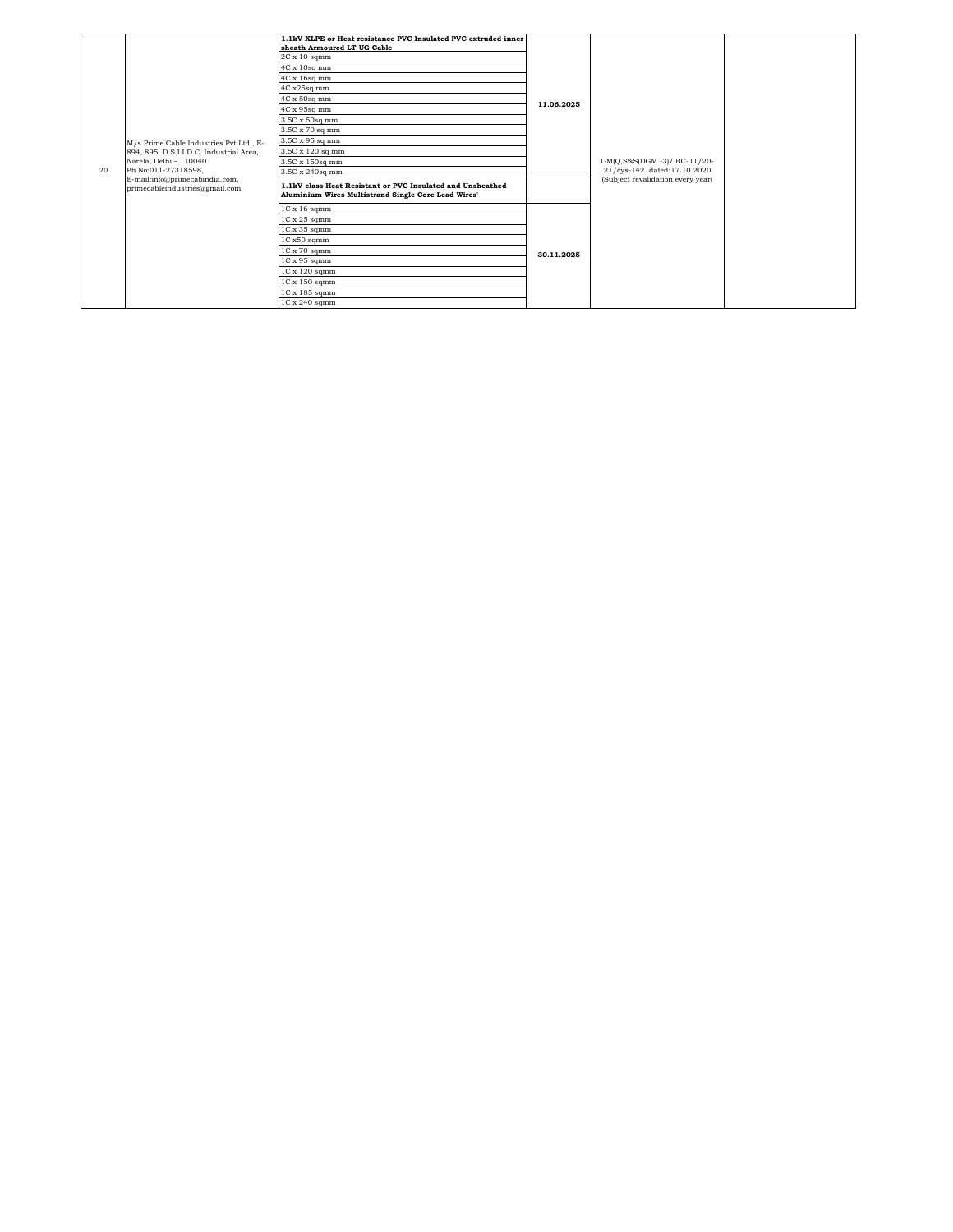| 20 | M/s Prime Cable Industries Pvt Ltd., E-894, 895, D.S.I.I.D.C. Industrial Area, Narela, Delhi – 110040 Ph No:011-27318598, E-mail:info@primecabindia.com, primecableindustries@gmail.com | **1.1kV XLPE or Heat resistance PVC Insulated PVC extruded inner sheath Armoured LT UG Cable** | **11.06.2025** | GM(Q,S&S)DGM -3)/ BC-11/20-21/cys-142 dated:17.10.2020 (Subject revalidation every year) | |
|---|---|---|---|---|---|
| | | 2C x 10 sqmm | | | |
| | | 4C x 10sq mm | | | |
| | | 4C x 16sq mm | | | |
| | | 4C x25sq mm | | | |
| | | 4C x 50sq mm | | | |
| | | 4C x 95sq mm | | | |
| | | 3.5C x 50sq mm | | | |
| | | 3.5C x 70 sq mm | | | |
| | | 3.5C x 95 sq mm | | | |
| | | 3.5C x 120 sq mm | | | |
| | | 3.5C x 150sq mm | | | |
| | | 3.5C x 240sq mm | | | |
| | | **1.1kV class Heat Resistant or PVC Insulated and Unsheathed Aluminium Wires Multistrand Single Core Lead Wires'** | | | |
| | | 1C x 16 sqmm | **30.11.2025** | | |
| | | 1C x 25 sqmm | | | |
| | | 1C x 35 sqmm | | | |
| | | 1C x50 sqmm | | | |
| | | 1C x 70 sqmm | | | |
| | | 1C x 95 sqmm | | | |
| | | 1C x 120 sqmm | | | |
| | | 1C x 150 sqmm | | | |
| | | 1C x 185 sqmm | | | |
| | | 1C x 240 sqmm | | | |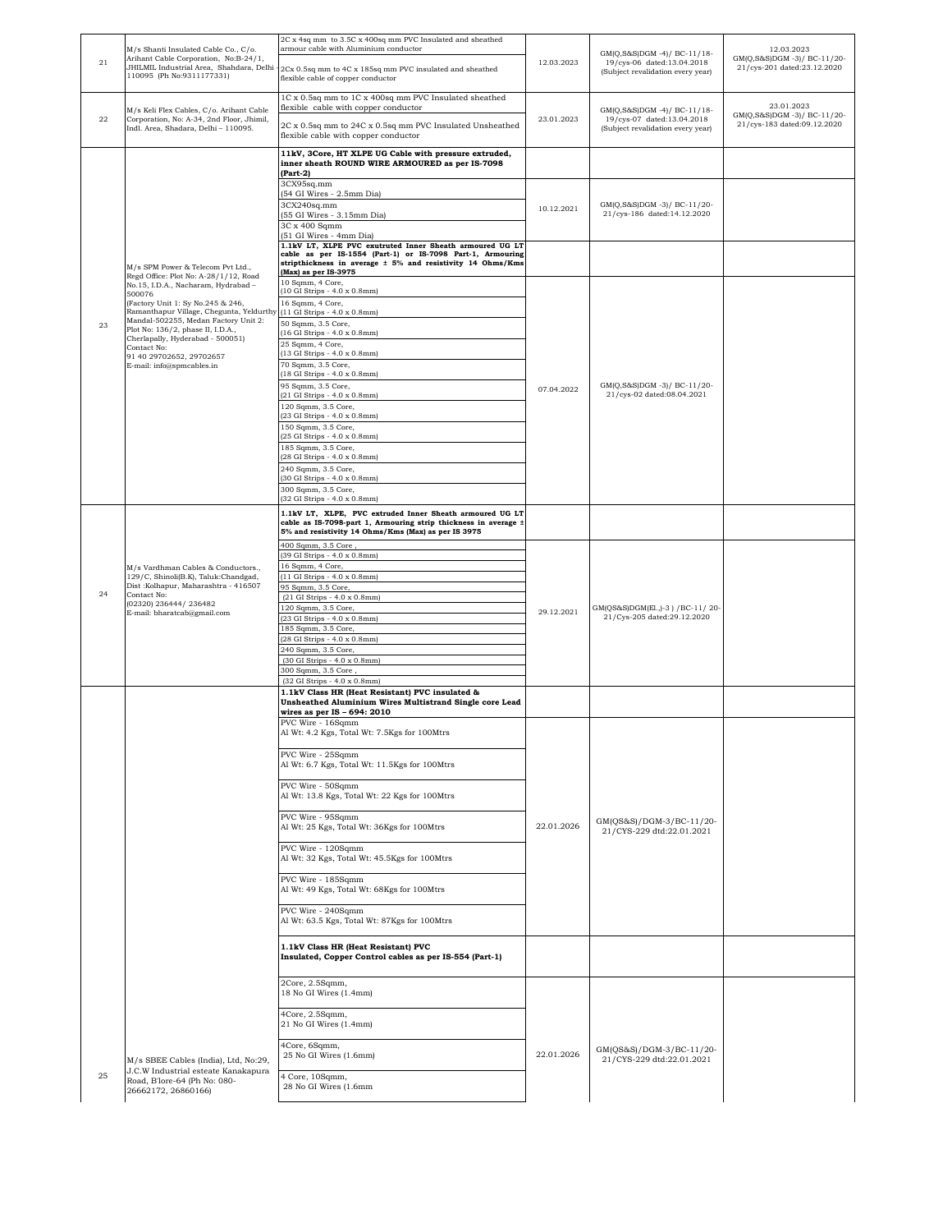| 21 | M/s Shanti Insulated Cable Co., C/o. Arihant Cable Corporation, No:B-24/1, JHILMIL Industrial Area, Shahdara, Delhi - 110095 (Ph No:9311177331) | 2C x 4sq mm to 3.5C x 400sq mm PVC Insulated and sheathed armour cable with Aluminium conductor | 12.03.2023 | GM(Q,S&S)DGM -4)/ BC-11/18-19/cys-06 dated:13.04.2018 (Subject revalidation every year) | 12.03.2023 GM(Q,S&S)DGM -3)/ BC-11/20-21/cys-201 dated:23.12.2020 |
|---|---|---|---|---|---|
| | | 2Cx 0.5sq mm to 4C x 185sq mm PVC insulated and sheathed flexible cable of copper conductor | | | |
| 22 | M/s Keli Flex Cables, C/o. Arihant Cable Corporation, No: A-34, 2nd Floor, Jhimil, Indl. Area, Shadara, Delhi – 110095. | 1C x 0.5sq mm to 1C x 400sq mm PVC Insulated sheathed flexible cable with copper conductor | 23.01.2023 | GM(Q,S&S)DGM -4)/ BC-11/18-19/cys-07 dated:13.04.2018 (Subject revalidation every year) | 23.01.2023 GM(Q,S&S)DGM -3)/ BC-11/20-21/cys-183 dated:09.12.2020 |
| | | 2C x 0.5sq mm to 24C x 0.5sq mm PVC Insulated Unsheathed flexible cable with copper conductor | | | |
| 23 | M/s SPM Power & Telecom Pvt Ltd., Regd Office: Plot No: A-28/1/12, Road No.15, I.D.A., Nacharam, Hydrabad – 500076 (Factory Unit 1: Sy No.245 & 246, Ramanthapur Village, Chegunta, Yeldurthy Mandal-502255, Medan Factory Unit 2: Plot No: 136/2, phase II, I.D.A., Cherlapally, Hyderabad - 500051) Contact No: 91 40 29702652, 29702657 E-mail: info@spmcables.in | **11kV, 3Core, HT XLPE UG Cable with pressure extruded, inner sheath ROUND WIRE ARMOURED as per IS-7098 (Part-2)** | | | |
| | | 3CX95sq.mm (54 GI Wires - 2.5mm Dia) | 10.12.2021 | GM(Q,S&S)DGM -3)/ BC-11/20-21/cys-186 dated:14.12.2020 | |
| | | 3CX240sq.mm (55 GI Wires - 3.15mm Dia) | | | |
| | | 3C x 400 Sqmm (51 GI Wires - 4mm Dia) | | | |
| | | **1.1kV LT, XLPE PVC exutruted Inner Sheath armoured UG LT cable as per IS-1554 (Part-1) or IS-7098 Part-1, Armouring stripthickness in average ± 5% and resistivity 14 Ohms/Kms (Max) as per IS-3975** | | | |
| | | 10 Sqmm, 4 Core, (10 GI Strips - 4.0 x 0.8mm) | 07.04.2022 | GM(Q,S&S)DGM -3)/ BC-11/20-21/cys-02 dated:08.04.2021 | |
| | | 16 Sqmm, 4 Core, (11 GI Strips - 4.0 x 0.8mm) | | | |
| | | 50 Sqmm, 3.5 Core, (16 GI Strips - 4.0 x 0.8mm) | | | |
| | | 25 Sqmm, 4 Core, (13 GI Strips - 4.0 x 0.8mm) | | | |
| | | 70 Sqmm, 3.5 Core, (18 GI Strips - 4.0 x 0.8mm) | | | |
| | | 95 Sqmm, 3.5 Core, (21 GI Strips - 4.0 x 0.8mm) | | | |
| | | 120 Sqmm, 3.5 Core, (23 GI Strips - 4.0 x 0.8mm) | | | |
| | | 150 Sqmm, 3.5 Core, (25 GI Strips - 4.0 x 0.8mm) | | | |
| | | 185 Sqmm, 3.5 Core, (28 GI Strips - 4.0 x 0.8mm) | | | |
| | | 240 Sqmm, 3.5 Core, (30 GI Strips - 4.0 x 0.8mm) | | | |
| | | 300 Sqmm, 3.5 Core, (32 GI Strips - 4.0 x 0.8mm) | | | |
| 24 | M/s Vardhman Cables & Conductors., 129/C, Shinoli(B.K), Taluk:Chandgad, Dist :Kolhapur, Maharashtra - 416507 Contact No: (02320) 236444/ 236482 E-mail: bharatcab@gmail.com | **1.1kV LT, XLPE, PVC extruded Inner Sheath armoured UG LT cable as IS-7098-part 1, Armouring strip thickness in average ± 5% and resistivity 14 Ohms/Kms (Max) as per IS 3975** | | | |
| | | 400 Sqmm, 3.5 Core , (39 GI Strips - 4.0 x 0.8mm) | 29.12.2021 | GM(QS&S)DGM(El.,)-3 ) /BC-11/ 20-21/Cys-205 dated:29.12.2020 | |
| | | 16 Sqmm, 4 Core, (11 GI Strips - 4.0 x 0.8mm) | | | |
| | | 95 Sqmm, 3.5 Core, (21 GI Strips - 4.0 x 0.8mm) | | | |
| | | 120 Sqmm, 3.5 Core, (23 GI Strips - 4.0 x 0.8mm) | | | |
| | | 185 Sqmm, 3.5 Core, (28 GI Strips - 4.0 x 0.8mm) | | | |
| | | 240 Sqmm, 3.5 Core, (30 GI Strips - 4.0 x 0.8mm) | | | |
| | | 300 Sqmm, 3.5 Core , (32 GI Strips - 4.0 x 0.8mm) | | | |
| 25 | M/s SBEE Cables (India), Ltd, No:29, J.C.W Industrial esteate Kanakapura Road, B'lore-64 (Ph No: 080-26662172, 26860166) | **1.1kV Class HR (Heat Resistant) PVC insulated & Unsheathed Aluminium Wires Multistrand Single core Lead wires as per IS – 694: 2010** | | | |
| | | PVC Wire - 16Sqmm Al Wt: 4.2 Kgs, Total Wt: 7.5Kgs for 100Mtrs | 22.01.2026 | GM(QS&S)/DGM-3/BC-11/20-21/CYS-229 dtd:22.01.2021 | |
| | | PVC Wire - 25Sqmm Al Wt: 6.7 Kgs, Total Wt: 11.5Kgs for 100Mtrs | | | |
| | | PVC Wire - 50Sqmm Al Wt: 13.8 Kgs, Total Wt: 22 Kgs for 100Mtrs | | | |
| | | PVC Wire - 95Sqmm Al Wt: 25 Kgs, Total Wt: 36Kgs for 100Mtrs | | | |
| | | PVC Wire - 120Sqmm Al Wt: 32 Kgs, Total Wt: 45.5Kgs for 100Mtrs | | | |
| | | PVC Wire - 185Sqmm Al Wt: 49 Kgs, Total Wt: 68Kgs for 100Mtrs | | | |
| | | PVC Wire - 240Sqmm Al Wt: 63.5 Kgs, Total Wt: 87Kgs for 100Mtrs | | | |
| | | **1.1kV Class HR (Heat Resistant) PVC Insulated, Copper Control cables as per IS-554 (Part-1)** | | | |
| | | 2Core, 2.5Sqmm, 18 No GI Wires (1.4mm) | 22.01.2026 | GM(QS&S)/DGM-3/BC-11/20-21/CYS-229 dtd:22.01.2021 | |
| | | 4Core, 2.5Sqmm, 21 No GI Wires (1.4mm) | | | |
| | | 4Core, 6Sqmm, 25 No GI Wires (1.6mm) | | | |
| | | 4 Core, 10Sqmm, 28 No GI Wires (1.6mm | | | |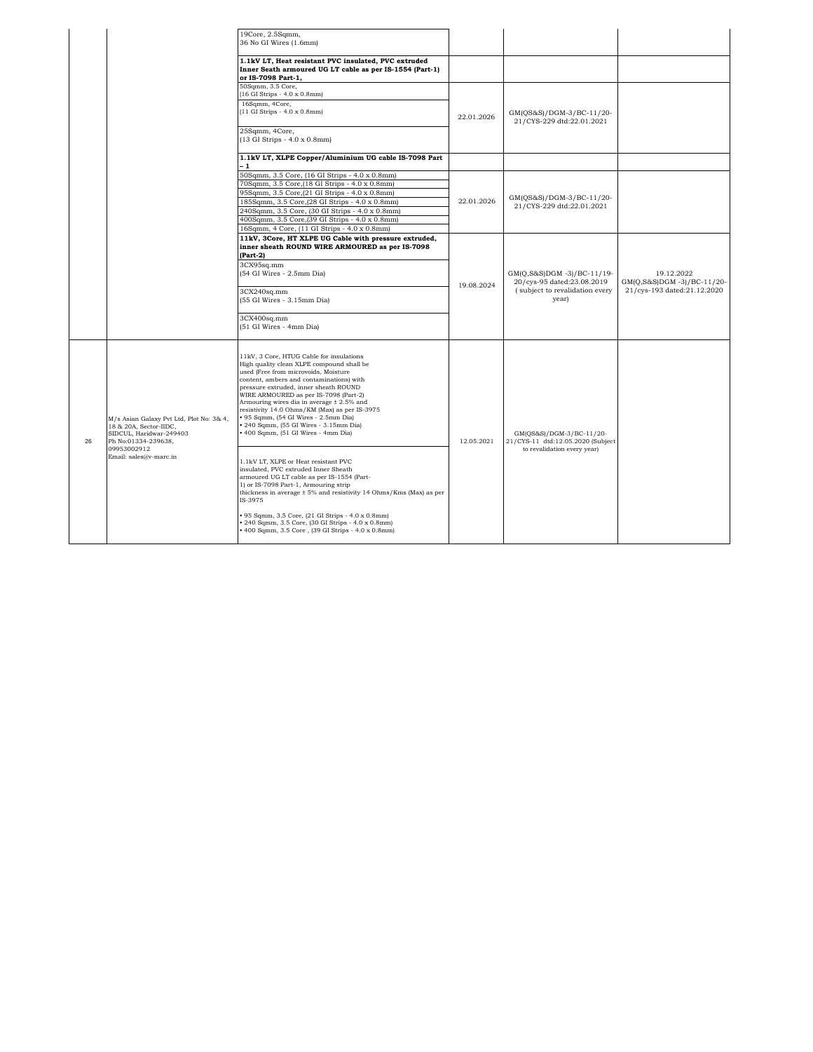| | | | | | |
|---|---|---|---|---|---|
| | | 19Core, 2.5Sqmm,<br>36 No GI Wires (1.6mm) | | | |
| | | **1.1kV LT, Heat resistant PVC insulated, PVC extruded Inner Seath armoured UG LT cable as per IS-1554 (Part-1) or IS-7098 Part-1,** | | | |
| | | 50Sqmm, 3.5 Core,<br>(16 GI Strips - 4.0 x 0.8mm)<br>16Sqmm, 4Core,<br>(11 GI Strips - 4.0 x 0.8mm)<br>25Sqmm, 4Core,<br>(13 GI Strips - 4.0 x 0.8mm) | 22.01.2026 | GM(QS&S)/DGM-3/BC-11/20-21/CYS-229 dtd:22.01.2021 | |
| | | **1.1kV LT, XLPE Copper/Aluminium UG cable IS-7098 Part – 1** | | | |
| | | 50Sqmm, 3.5 Core, (16 GI Strips - 4.0 x 0.8mm)<br>70Sqmm, 3.5 Core,(18 GI Strips - 4.0 x 0.8mm)<br>95Sqmm, 3.5 Core,(21 GI Strips - 4.0 x 0.8mm)<br>185Sqmm, 3.5 Core,(28 GI Strips - 4.0 x 0.8mm)<br>240Sqmm, 3.5 Core, (30 GI Strips - 4.0 x 0.8mm)<br>400Sqmm, 3.5 Core,(39 GI Strips - 4.0 x 0.8mm)<br>16Sqmm, 4 Core, (11 GI Strips - 4.0 x 0.8mm) | 22.01.2026 | GM(QS&S)/DGM-3/BC-11/20-21/CYS-229 dtd:22.01.2021 | |
| | | **11kV, 3Core, HT XLPE UG Cable with pressure extruded, inner sheath ROUND WIRE ARMOURED as per IS-7098 (Part-2)**<br>3CX95sq.mm<br>(54 GI Wires - 2.5mm Dia)<br>3CX240sq.mm<br>(55 GI Wires - 3.15mm Dia)<br>3CX400sq.mm<br>(51 GI Wires - 4mm Dia) | 19.08.2024 | GM(Q,S&S)DGM -3)/BC-11/19-20/cys-95 dated:23.08.2019<br>( subject to revalidation every year) | 19.12.2022<br>GM(Q,S&S)DGM -3)/BC-11/20-21/cys-193 dated:21.12.2020 |
| 26 | M/s Asian Galaxy Pvt Ltd, Plot No: 3& 4, 18 & 20A, Sector-IIDC, SIDCUL, Haridwar-249403<br>Ph No:01334-239638, 09953002912<br>Email: sales@v-marc.in | 11kV, 3 Core, HTUG Cable for insulations High quality clean XLPE compound shall be used (Free from microvoids, Moisture content, ambers and contaminations) with pressure extruded, inner sheath ROUND WIRE ARMOURED as per IS-7098 (Part-2) Armouring wires dia in average ± 2.5% and resistivity 14.0 Ohms/KM (Max) as per IS-3975<br>• 95 Sqmm, (54 GI Wires - 2.5mm Dia)<br>• 240 Sqmm, (55 GI Wires - 3.15mm Dia)<br>• 400 Sqmm, (51 GI Wires - 4mm Dia)<br><br>1.1kV LT, XLPE or Heat resistant PVC insulated, PVC extruded Inner Sheath armoured UG LT cable as per IS-1554 (Part-1) or IS-7098 Part-1, Armouring strip thickness in average ± 5% and resistivity 14 Ohms/Kms (Max) as per IS-3975<br>• 95 Sqmm, 3.5 Core, (21 GI Strips - 4.0 x 0.8mm)<br>• 240 Sqmm, 3.5 Core, (30 GI Strips - 4.0 x 0.8mm)<br>• 400 Sqmm, 3.5 Core , (39 GI Strips - 4.0 x 0.8mm) | 12.05.2021 | GM(QS&S)/DGM-3/BC-11/20-21/CYS-11 dtd:12.05.2020 (Subject to revalidation every year) | |